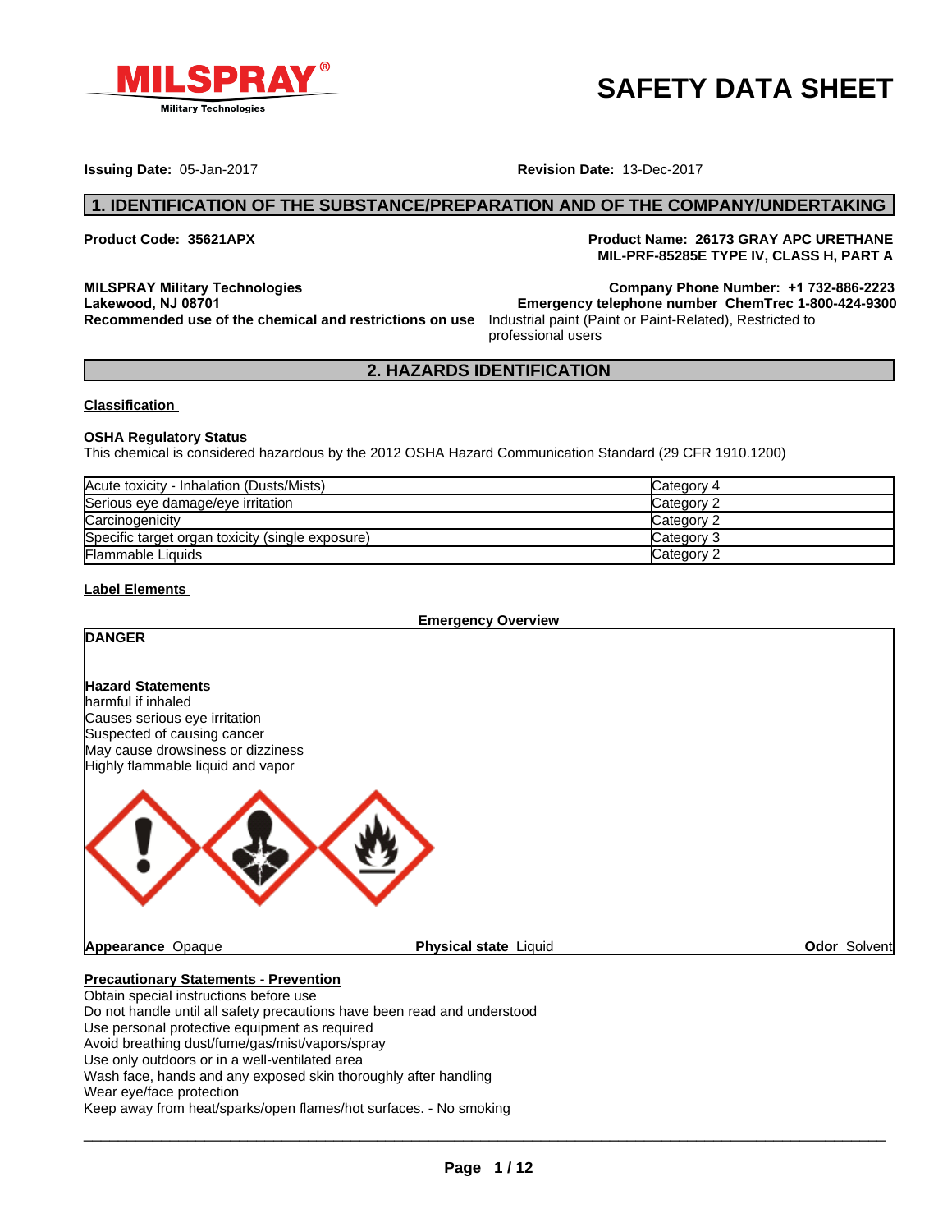# SAFETY DATA SHEET

**Issuing Date:** 05-Jan-2017 **Revision Date:** 13-Dec-2017

## 1. IDENTIFICATION OF THE SUBSTANCE/PREPARATION AND OF THE COMPANY/UNDERTAKING

**Product Code: 35621APX**

**Product Name: 26173 GRAY APC URETHANE MIL-PRF-85285E TYPE IV, CLASS H, PART A**

**MILSPRAY Military Technologies**
**Lakewood, NJ 08701**

**Company Phone Number: +1 732-886-2223**
**Emergency telephone number ChemTrec 1-800-424-9300**

**Recommended use of the chemical and restrictions on use** Industrial paint (Paint or Paint-Related), Restricted to professional users

## 2. HAZARDS IDENTIFICATION

### Classification

**OSHA Regulatory Status**
This chemical is considered hazardous by the 2012 OSHA Hazard Communication Standard (29 CFR 1910.1200)

| | |
|---|---|
| Acute toxicity - Inhalation (Dusts/Mists) | Category 4 |
| Serious eye damage/eye irritation | Category 2 |
| Carcinogenicity | Category 2 |
| Specific target organ toxicity (single exposure) | Category 3 |
| Flammable Liquids | Category 2 |

### Label Elements

**Emergency Overview**

**DANGER**

**Hazard Statements**
harmful if inhaled
Causes serious eye irritation
Suspected of causing cancer
May cause drowsiness or dizziness
Highly flammable liquid and vapor

**Appearance** Opaque **Physical state** Liquid **Odor** Solvent

### Precautionary Statements - Prevention

Obtain special instructions before use
Do not handle until all safety precautions have been read and understood
Use personal protective equipment as required
Avoid breathing dust/fume/gas/mist/vapors/spray
Use only outdoors or in a well-ventilated area
Wash face, hands and any exposed skin thoroughly after handling
Wear eye/face protection
Keep away from heat/sparks/open flames/hot surfaces. - No smoking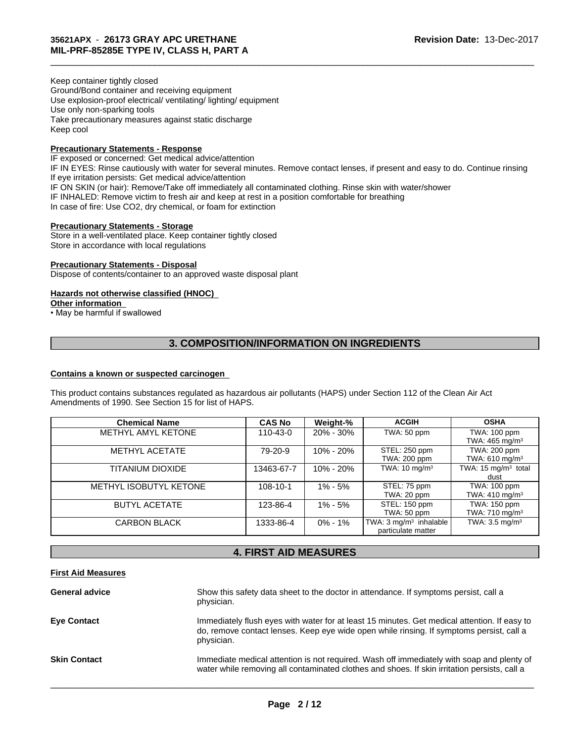Keep container tightly closed
Ground/Bond container and receiving equipment
Use explosion-proof electrical/ ventilating/ lighting/ equipment
Use only non-sparking tools
Take precautionary measures against static discharge
Keep cool

**Precautionary Statements - Response**

IF exposed or concerned: Get medical advice/attention
IF IN EYES: Rinse cautiously with water for several minutes. Remove contact lenses, if present and easy to do. Continue rinsing
If eye irritation persists: Get medical advice/attention
IF ON SKIN (or hair): Remove/Take off immediately all contaminated clothing. Rinse skin with water/shower
IF INHALED: Remove victim to fresh air and keep at rest in a position comfortable for breathing
In case of fire: Use CO2, dry chemical, or foam for extinction

**Precautionary Statements - Storage**

Store in a well-ventilated place. Keep container tightly closed
Store in accordance with local regulations

**Precautionary Statements - Disposal**

Dispose of contents/container to an approved waste disposal plant

**Hazards not otherwise classified (HNOC)**

**Other information**

• May be harmful if swallowed

## 3. COMPOSITION/INFORMATION ON INGREDIENTS

**Contains a known or suspected carcinogen**

This product contains substances regulated as hazardous air pollutants (HAPS) under Section 112 of the Clean Air Act Amendments of 1990. See Section 15 for list of HAPS.

| Chemical Name | CAS No | Weight-% | ACGIH | OSHA |
|---|---|---|---|---|
| METHYL AMYL KETONE | 110-43-0 | 20% - 30% | TWA: 50 ppm | TWA: 100 ppm<br>TWA: 465 mg/m$^3$ |
| METHYL ACETATE | 79-20-9 | 10% - 20% | STEL: 250 ppm<br>TWA: 200 ppm | TWA: 200 ppm<br>TWA: 610 mg/m$^3$ |
| TITANIUM DIOXIDE | 13463-67-7 | 10% - 20% | TWA: 10 mg/m$^3$ | TWA: 15 mg/m$^3$ total dust |
| METHYL ISOBUTYL KETONE | 108-10-1 | 1% - 5% | STEL: 75 ppm<br>TWA: 20 ppm | TWA: 100 ppm<br>TWA: 410 mg/m$^3$ |
| BUTYL ACETATE | 123-86-4 | 1% - 5% | STEL: 150 ppm<br>TWA: 50 ppm | TWA: 150 ppm<br>TWA: 710 mg/m$^3$ |
| CARBON BLACK | 1333-86-4 | 0% - 1% | TWA: 3 mg/m$^3$ inhalable particulate matter | TWA: 3.5 mg/m$^3$ |

## 4. FIRST AID MEASURES

**First Aid Measures**

**General advice** Show this safety data sheet to the doctor in attendance. If symptoms persist, call a physician.

**Eye Contact** Immediately flush eyes with water for at least 15 minutes. Get medical attention. If easy to do, remove contact lenses. Keep eye wide open while rinsing. If symptoms persist, call a physician.

**Skin Contact** Immediate medical attention is not required. Wash off immediately with soap and plenty of water while removing all contaminated clothes and shoes. If skin irritation persists, call a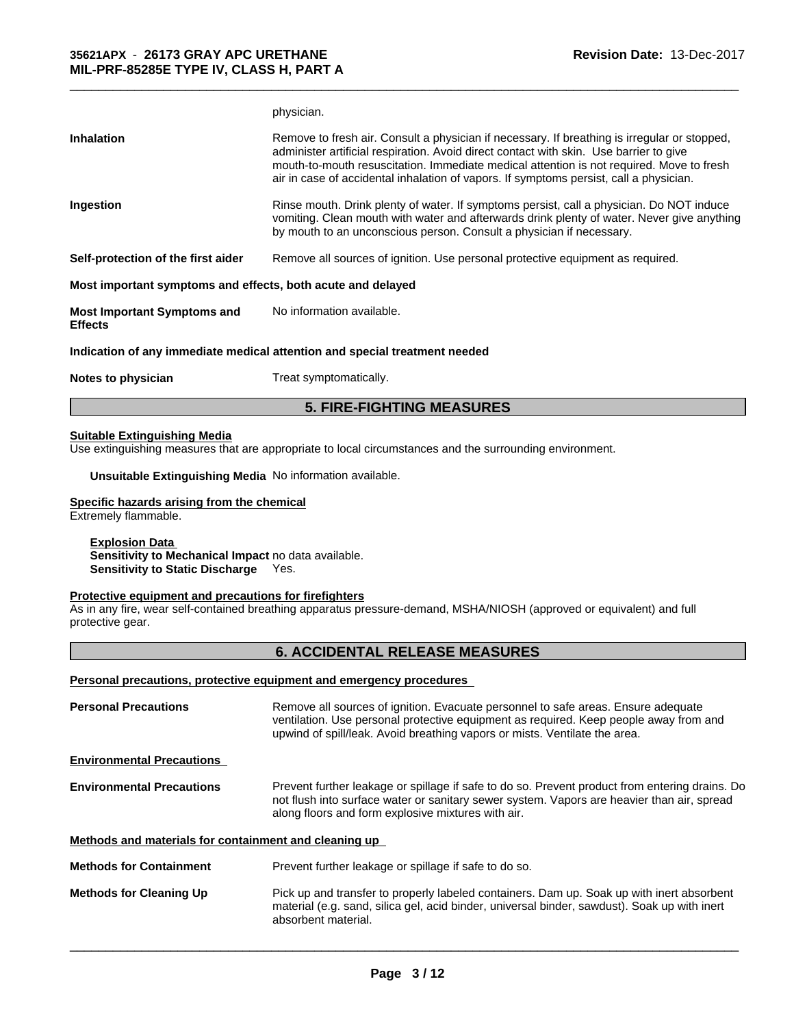physician.

**Inhalation** Remove to fresh air. Consult a physician if necessary. If breathing is irregular or stopped, administer artificial respiration. Avoid direct contact with skin. Use barrier to give mouth-to-mouth resuscitation. Immediate medical attention is not required. Move to fresh air in case of accidental inhalation of vapors. If symptoms persist, call a physician.

**Ingestion** Rinse mouth. Drink plenty of water. If symptoms persist, call a physician. Do NOT induce vomiting. Clean mouth with water and afterwards drink plenty of water. Never give anything by mouth to an unconscious person. Consult a physician if necessary.

**Self-protection of the first aider** Remove all sources of ignition. Use personal protective equipment as required.

**Most important symptoms and effects, both acute and delayed**

**Most Important Symptoms and Effects** No information available.

**Indication of any immediate medical attention and special treatment needed**

**Notes to physician** Treat symptomatically.

## 5. FIRE-FIGHTING MEASURES

**Suitable Extinguishing Media**

Use extinguishing measures that are appropriate to local circumstances and the surrounding environment.

**Unsuitable Extinguishing Media** No information available.

**Specific hazards arising from the chemical**

Extremely flammable.

**Explosion Data**

**Sensitivity to Mechanical Impact** no data available.

**Sensitivity to Static Discharge** Yes.

**Protective equipment and precautions for firefighters**

As in any fire, wear self-contained breathing apparatus pressure-demand, MSHA/NIOSH (approved or equivalent) and full protective gear.

## 6. ACCIDENTAL RELEASE MEASURES

**Personal precautions, protective equipment and emergency procedures**

**Personal Precautions** Remove all sources of ignition. Evacuate personnel to safe areas. Ensure adequate ventilation. Use personal protective equipment as required. Keep people away from and upwind of spill/leak. Avoid breathing vapors or mists. Ventilate the area.

**Environmental Precautions**

**Environmental Precautions** Prevent further leakage or spillage if safe to do so. Prevent product from entering drains. Do not flush into surface water or sanitary sewer system. Vapors are heavier than air, spread along floors and form explosive mixtures with air.

**Methods and materials for containment and cleaning up**

**Methods for Containment** Prevent further leakage or spillage if safe to do so.

**Methods for Cleaning Up** Pick up and transfer to properly labeled containers. Dam up. Soak up with inert absorbent material (e.g. sand, silica gel, acid binder, universal binder, sawdust). Soak up with inert absorbent material.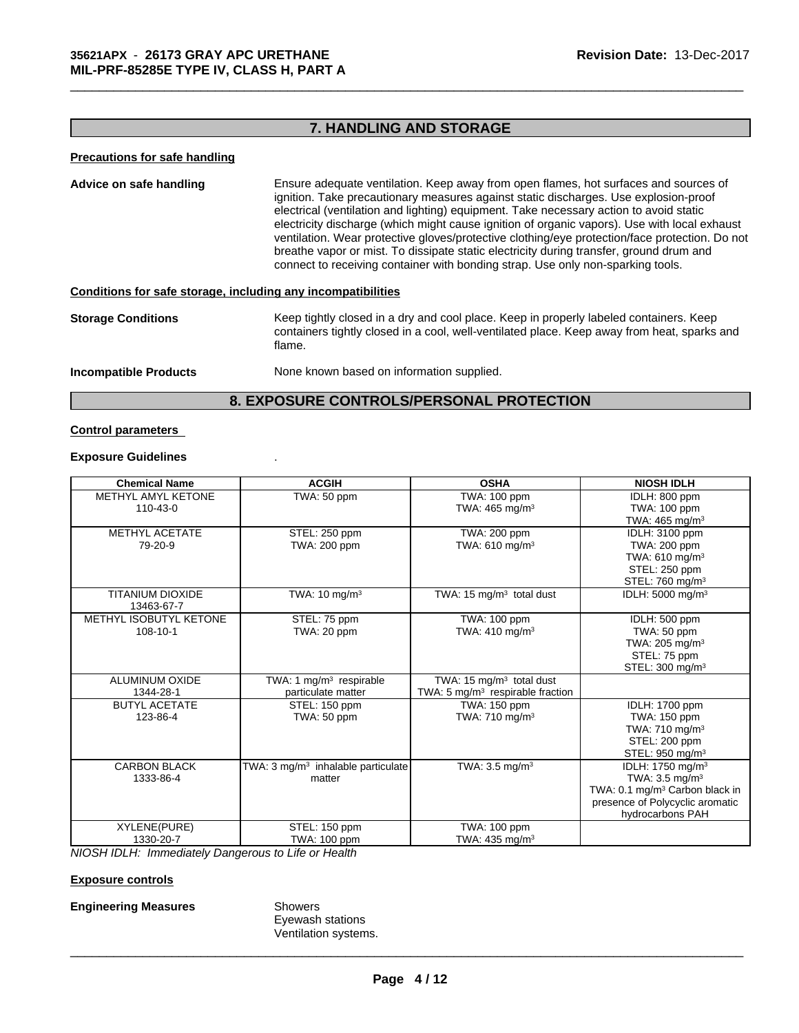## 7. HANDLING AND STORAGE

### Precautions for safe handling

**Advice on safe handling**

Ensure adequate ventilation. Keep away from open flames, hot surfaces and sources of ignition. Take precautionary measures against static discharges. Use explosion-proof electrical (ventilation and lighting) equipment. Take necessary action to avoid static electricity discharge (which might cause ignition of organic vapors). Use with local exhaust ventilation. Wear protective gloves/protective clothing/eye protection/face protection. Do not breathe vapor or mist. To dissipate static electricity during transfer, ground drum and connect to receiving container with bonding strap. Use only non-sparking tools.

### Conditions for safe storage, including any incompatibilities

**Storage Conditions**

Keep tightly closed in a dry and cool place. Keep in properly labeled containers. Keep containers tightly closed in a cool, well-ventilated place. Keep away from heat, sparks and flame.

**Incompatible Products**

None known based on information supplied.

## 8. EXPOSURE CONTROLS/PERSONAL PROTECTION

### Control parameters

**Exposure Guidelines** .

| Chemical Name | ACGIH | OSHA | NIOSH IDLH |
|---|---|---|---|
| METHYL AMYL KETONE 110-43-0 | TWA: 50 ppm | TWA: 100 ppm<br>TWA: 465 mg/m³ | IDLH: 800 ppm<br>TWA: 100 ppm<br>TWA: 465 mg/m³ |
| METHYL ACETATE 79-20-9 | STEL: 250 ppm<br>TWA: 200 ppm | TWA: 200 ppm<br>TWA: 610 mg/m³ | IDLH: 3100 ppm<br>TWA: 200 ppm<br>TWA: 610 mg/m³<br>STEL: 250 ppm<br>STEL: 760 mg/m³ |
| TITANIUM DIOXIDE 13463-67-7 | TWA: 10 mg/m³ | TWA: 15 mg/m³ total dust | IDLH: 5000 mg/m³ |
| METHYL ISOBUTYL KETONE 108-10-1 | STEL: 75 ppm<br>TWA: 20 ppm | TWA: 100 ppm<br>TWA: 410 mg/m³ | IDLH: 500 ppm<br>TWA: 50 ppm<br>TWA: 205 mg/m³<br>STEL: 75 ppm<br>STEL: 300 mg/m³ |
| ALUMINUM OXIDE 1344-28-1 | TWA: 1 mg/m³ respirable particulate matter | TWA: 15 mg/m³ total dust<br>TWA: 5 mg/m³ respirable fraction | |
| BUTYL ACETATE 123-86-4 | STEL: 150 ppm<br>TWA: 50 ppm | TWA: 150 ppm<br>TWA: 710 mg/m³ | IDLH: 1700 ppm<br>TWA: 150 ppm<br>TWA: 710 mg/m³<br>STEL: 200 ppm<br>STEL: 950 mg/m³ |
| CARBON BLACK 1333-86-4 | TWA: 3 mg/m³ inhalable particulate matter | TWA: 3.5 mg/m³ | IDLH: 1750 mg/m³<br>TWA: 3.5 mg/m³<br>TWA: 0.1 mg/m³ Carbon black in presence of Polycyclic aromatic hydrocarbons PAH |
| XYLENE(PURE) 1330-20-7 | STEL: 150 ppm<br>TWA: 100 ppm | TWA: 100 ppm<br>TWA: 435 mg/m³ | |

*NIOSH IDLH: Immediately Dangerous to Life or Health*

### Exposure controls

**Engineering Measures**

Showers
Eyewash stations
Ventilation systems.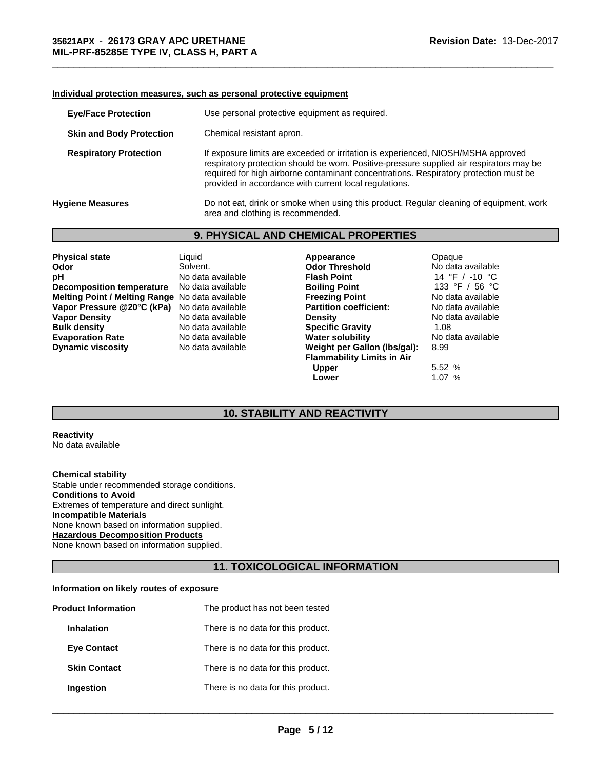**Individual protection measures, such as personal protective equipment**

**Eye/Face Protection** Use personal protective equipment as required.

**Skin and Body Protection** Chemical resistant apron.

**Respiratory Protection** If exposure limits are exceeded or irritation is experienced, NIOSH/MSHA approved respiratory protection should be worn. Positive-pressure supplied air respirators may be required for high airborne contaminant concentrations. Respiratory protection must be provided in accordance with current local regulations.

**Hygiene Measures** Do not eat, drink or smoke when using this product. Regular cleaning of equipment, work area and clothing is recommended.

## 9. PHYSICAL AND CHEMICAL PROPERTIES

| | | | |
|---|---|---|---|
| **Physical state** | Liquid | **Appearance** | Opaque |
| **Odor** | Solvent. | **Odor Threshold** | No data available |
| **pH** | No data available | **Flash Point** | 14 °F / -10 °C |
| **Decomposition temperature** | No data available | **Boiling Point** | 133 °F / 56 °C |
| **Melting Point / Melting Range** | No data available | **Freezing Point** | No data available |
| **Vapor Pressure @20°C (kPa)** | No data available | **Partition coefficient:** | No data available |
| **Vapor Density** | No data available | **Density** | No data available |
| **Bulk density** | No data available | **Specific Gravity** | 1.08 |
| **Evaporation Rate** | No data available | **Water solubility** | No data available |
| **Dynamic viscosity** | No data available | **Weight per Gallon (lbs/gal):** | 8.99 |
| | | **Flammability Limits in Air** | |
| | | **Upper** | 5.52 % |
| | | **Lower** | 1.07 % |

## 10. STABILITY AND REACTIVITY

**Reactivity**
No data available

**Chemical stability**
Stable under recommended storage conditions.
**Conditions to Avoid**
Extremes of temperature and direct sunlight.
**Incompatible Materials**
None known based on information supplied.
**Hazardous Decomposition Products**
None known based on information supplied.

## 11. TOXICOLOGICAL INFORMATION

**Information on likely routes of exposure**

**Product Information** The product has not been tested

**Inhalation** There is no data for this product.

**Eye Contact** There is no data for this product.

**Skin Contact** There is no data for this product.

**Ingestion** There is no data for this product.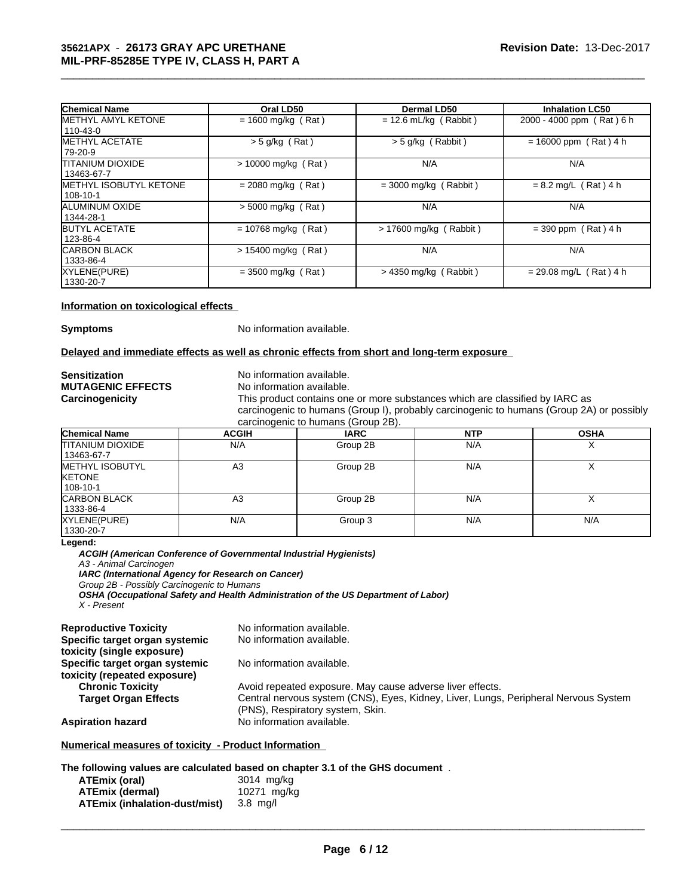| Chemical Name | Oral LD50 | Dermal LD50 | Inhalation LC50 |
|---|---|---|---|
| METHYL AMYL KETONE 110-43-0 | = 1600 mg/kg ( Rat ) | = 12.6 mL/kg ( Rabbit ) | 2000 - 4000 ppm ( Rat ) 6 h |
| METHYL ACETATE 79-20-9 | > 5 g/kg ( Rat ) | > 5 g/kg ( Rabbit ) | = 16000 ppm ( Rat ) 4 h |
| TITANIUM DIOXIDE 13463-67-7 | > 10000 mg/kg ( Rat ) | N/A | N/A |
| METHYL ISOBUTYL KETONE 108-10-1 | = 2080 mg/kg ( Rat ) | = 3000 mg/kg ( Rabbit ) | = 8.2 mg/L ( Rat ) 4 h |
| ALUMINUM OXIDE 1344-28-1 | > 5000 mg/kg ( Rat ) | N/A | N/A |
| BUTYL ACETATE 123-86-4 | = 10768 mg/kg ( Rat ) | > 17600 mg/kg ( Rabbit ) | = 390 ppm ( Rat ) 4 h |
| CARBON BLACK 1333-86-4 | > 15400 mg/kg ( Rat ) | N/A | N/A |
| XYLENE(PURE) 1330-20-7 | = 3500 mg/kg ( Rat ) | > 4350 mg/kg ( Rabbit ) | = 29.08 mg/L ( Rat ) 4 h |

**Information on toxicological effects**

**Symptoms** No information available.

**Delayed and immediate effects as well as chronic effects from short and long-term exposure**

**Sensitization** No information available.

**MUTAGENIC EFFECTS** No information available.

**Carcinogenicity** This product contains one or more substances which are classified by IARC as carcinogenic to humans (Group I), probably carcinogenic to humans (Group 2A) or possibly carcinogenic to humans (Group 2B).

| Chemical Name | ACGIH | IARC | NTP | OSHA |
|---|---|---|---|---|
| TITANIUM DIOXIDE 13463-67-7 | N/A | Group 2B | N/A | X |
| METHYL ISOBUTYL KETONE 108-10-1 | A3 | Group 2B | N/A | X |
| CARBON BLACK 1333-86-4 | A3 | Group 2B | N/A | X |
| XYLENE(PURE) 1330-20-7 | N/A | Group 3 | N/A | N/A |

**Legend:**

***ACGIH (American Conference of Governmental Industrial Hygienists)***
*A3 - Animal Carcinogen*
***IARC (International Agency for Research on Cancer)***
*Group 2B - Possibly Carcinogenic to Humans*
***OSHA (Occupational Safety and Health Administration of the US Department of Labor)***
*X - Present*

**Reproductive Toxicity** No information available.

**Specific target organ systemic toxicity (single exposure)** No information available.

**Specific target organ systemic toxicity (repeated exposure)** No information available.

**Chronic Toxicity** Avoid repeated exposure. May cause adverse liver effects.

**Target Organ Effects** Central nervous system (CNS), Eyes, Kidney, Liver, Lungs, Peripheral Nervous System (PNS), Respiratory system, Skin.

**Aspiration hazard** No information available.

**Numerical measures of toxicity - Product Information**

**The following values are calculated based on chapter 3.1 of the GHS document** .

**ATEmix (oral)** 3014 mg/kg
**ATEmix (dermal)** 10271 mg/kg
**ATEmix (inhalation-dust/mist)** 3.8 mg/l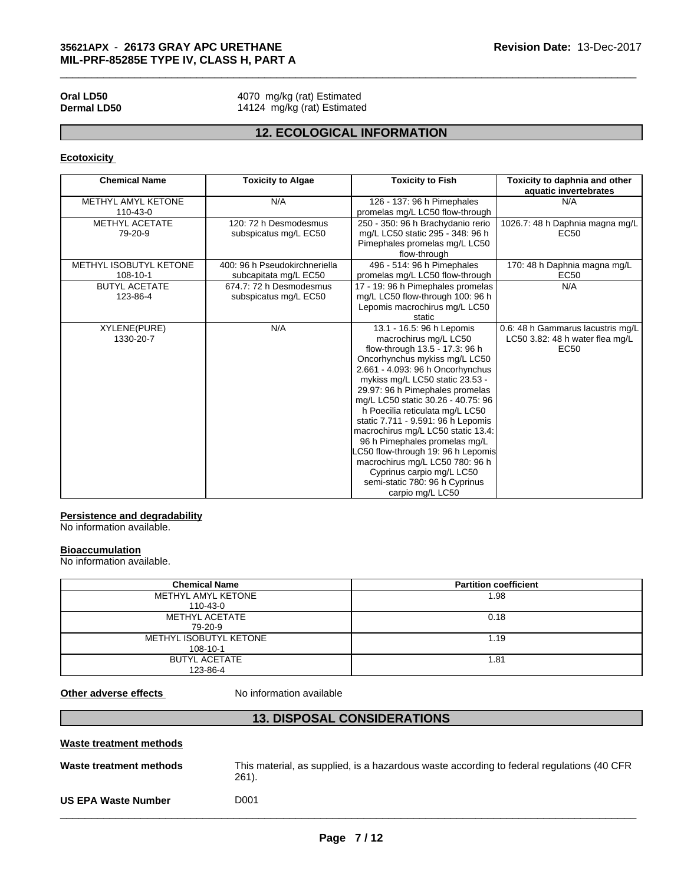| **Oral LD50** | 4070 mg/kg (rat) Estimated |
|---|---|
| **Dermal LD50** | 14124 mg/kg (rat) Estimated |

## 12. ECOLOGICAL INFORMATION

**Ecotoxicity**

| Chemical Name | Toxicity to Algae | Toxicity to Fish | Toxicity to daphnia and other aquatic invertebrates |
|---|---|---|---|
| METHYL AMYL KETONE 110-43-0 | N/A | 126 - 137: 96 h Pimephales promelas mg/L LC50 flow-through | N/A |
| METHYL ACETATE 79-20-9 | 120: 72 h Desmodesmus subspicatus mg/L EC50 | 250 - 350: 96 h Brachydanio rerio mg/L LC50 static 295 - 348: 96 h Pimephales promelas mg/L LC50 flow-through | 1026.7: 48 h Daphnia magna mg/L EC50 |
| METHYL ISOBUTYL KETONE 108-10-1 | 400: 96 h Pseudokirchneriella subcapitata mg/L EC50 | 496 - 514: 96 h Pimephales promelas mg/L LC50 flow-through | 170: 48 h Daphnia magna mg/L EC50 |
| BUTYL ACETATE 123-86-4 | 674.7: 72 h Desmodesmus subspicatus mg/L EC50 | 17 - 19: 96 h Pimephales promelas mg/L LC50 flow-through 100: 96 h Lepomis macrochirus mg/L LC50 static | N/A |
| XYLENE(PURE) 1330-20-7 | N/A | 13.1 - 16.5: 96 h Lepomis macrochirus mg/L LC50 flow-through 13.5 - 17.3: 96 h Oncorhynchus mykiss mg/L LC50 2.661 - 4.093: 96 h Oncorhynchus mykiss mg/L LC50 static 23.53 - 29.97: 96 h Pimephales promelas mg/L LC50 static 30.26 - 40.75: 96 h Poecilia reticulata mg/L LC50 static 7.711 - 9.591: 96 h Lepomis macrochirus mg/L LC50 static 13.4: 96 h Pimephales promelas mg/L LC50 flow-through 19: 96 h Lepomis macrochirus mg/L LC50 780: 96 h Cyprinus carpio mg/L LC50 semi-static 780: 96 h Cyprinus carpio mg/L LC50 | 0.6: 48 h Gammarus lacustris mg/L LC50 3.82: 48 h water flea mg/L EC50 |

**Persistence and degradability**

No information available.

**Bioaccumulation**

No information available.

| Chemical Name | Partition coefficient |
|---|---|
| METHYL AMYL KETONE 110-43-0 | 1.98 |
| METHYL ACETATE 79-20-9 | 0.18 |
| METHYL ISOBUTYL KETONE 108-10-1 | 1.19 |
| BUTYL ACETATE 123-86-4 | 1.81 |

**Other adverse effects** No information available

## 13. DISPOSAL CONSIDERATIONS

**Waste treatment methods**

**Waste treatment methods** This material, as supplied, is a hazardous waste according to federal regulations (40 CFR 261).

**US EPA Waste Number** D001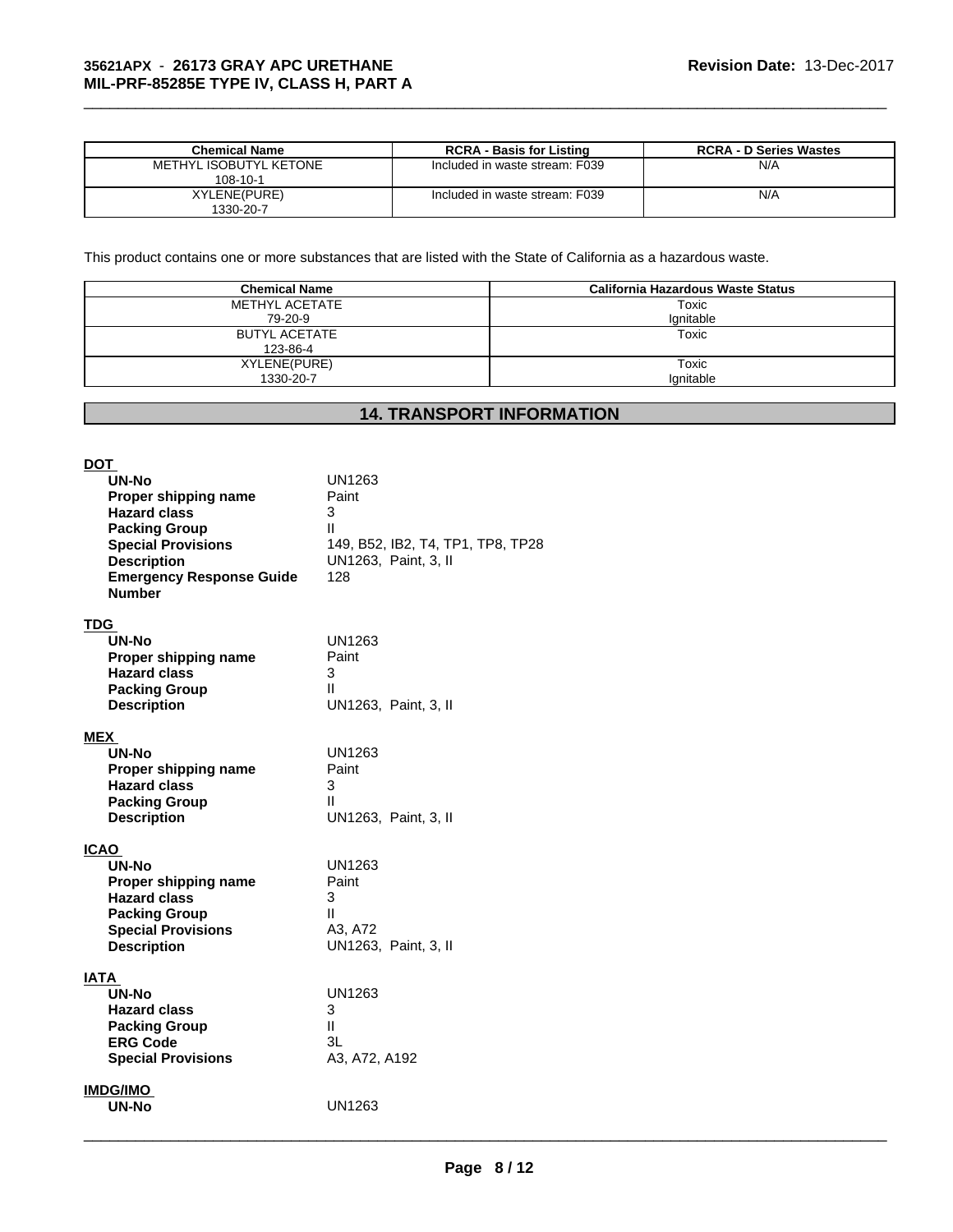| Chemical Name | RCRA - Basis for Listing | RCRA - D Series Wastes |
|---|---|---|
| METHYL ISOBUTYL KETONE<br>108-10-1 | Included in waste stream: F039 | N/A |
| XYLENE(PURE)<br>1330-20-7 | Included in waste stream: F039 | N/A |

This product contains one or more substances that are listed with the State of California as a hazardous waste.

| Chemical Name | California Hazardous Waste Status |
|---|---|
| METHYL ACETATE<br>79-20-9 | Toxic<br>Ignitable |
| BUTYL ACETATE<br>123-86-4 | Toxic |
| XYLENE(PURE)<br>1330-20-7 | Toxic<br>Ignitable |

## 14. TRANSPORT INFORMATION

**DOT**

- **UN-No**: UN1263
- **Proper shipping name**: Paint
- **Hazard class**: 3
- **Packing Group**: II
- **Special Provisions**: 149, B52, IB2, T4, TP1, TP8, TP28
- **Description**: UN1263, Paint, 3, II
- **Emergency Response Guide Number**: 128

**TDG**

- **UN-No**: UN1263
- **Proper shipping name**: Paint
- **Hazard class**: 3
- **Packing Group**: II
- **Description**: UN1263, Paint, 3, II

**MEX**

- **UN-No**: UN1263
- **Proper shipping name**: Paint
- **Hazard class**: 3
- **Packing Group**: II
- **Description**: UN1263, Paint, 3, II

**ICAO**

- **UN-No**: UN1263
- **Proper shipping name**: Paint
- **Hazard class**: 3
- **Packing Group**: II
- **Special Provisions**: A3, A72
- **Description**: UN1263, Paint, 3, II

**IATA**

- **UN-No**: UN1263
- **Hazard class**: 3
- **Packing Group**: II
- **ERG Code**: 3L
- **Special Provisions**: A3, A72, A192

**IMDG/IMO**

- **UN-No**: UN1263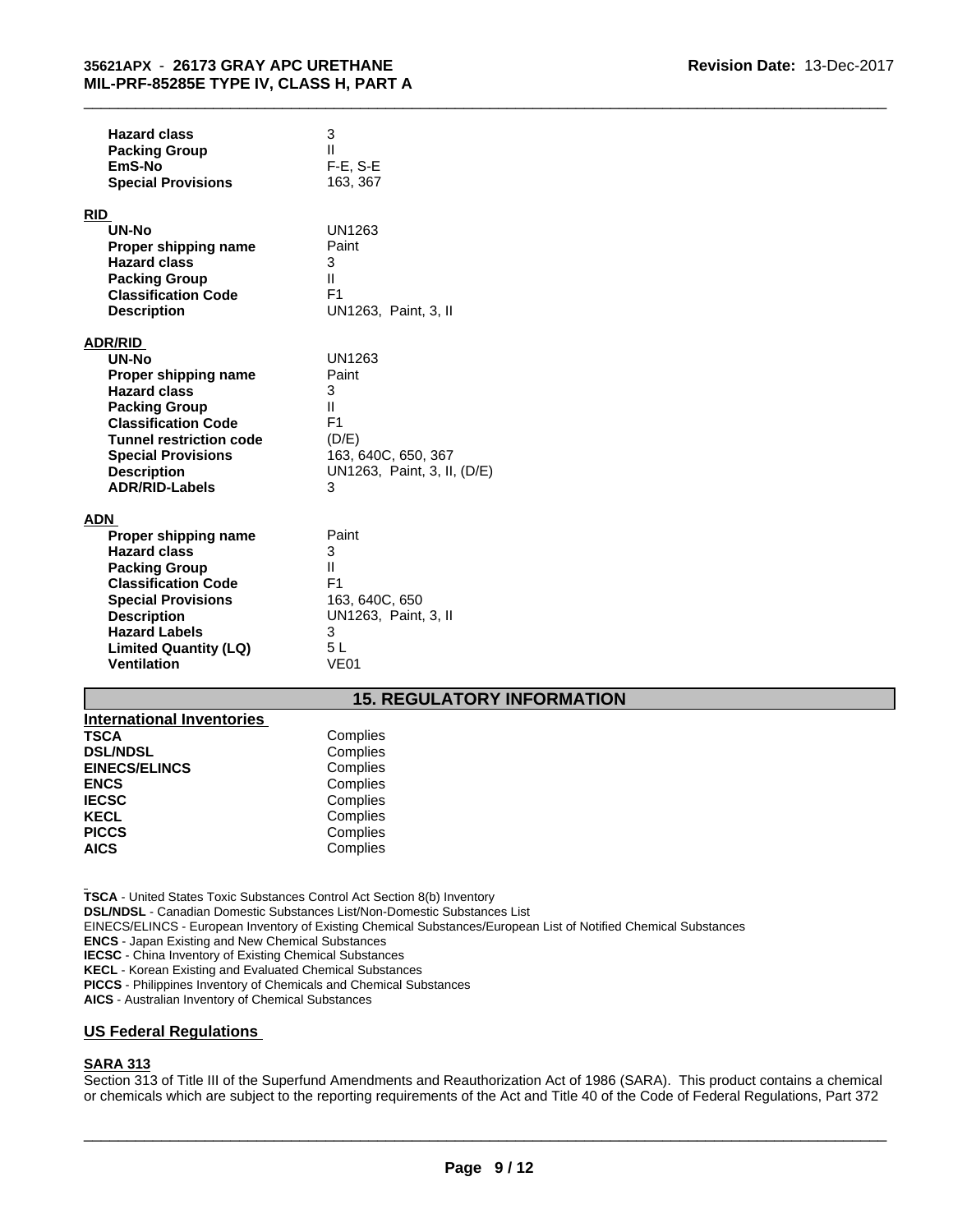| | |
|---|---|
| **Hazard class** | 3 |
| **Packing Group** | II |
| **EmS-No** | F-E, S-E |
| **Special Provisions** | 163, 367 |

**RID**

| | |
|---|---|
| **UN-No** | UN1263 |
| **Proper shipping name** | Paint |
| **Hazard class** | 3 |
| **Packing Group** | II |
| **Classification Code** | F1 |
| **Description** | UN1263, Paint, 3, II |

**ADR/RID**

| | |
|---|---|
| **UN-No** | UN1263 |
| **Proper shipping name** | Paint |
| **Hazard class** | 3 |
| **Packing Group** | II |
| **Classification Code** | F1 |
| **Tunnel restriction code** | (D/E) |
| **Special Provisions** | 163, 640C, 650, 367 |
| **Description** | UN1263, Paint, 3, II, (D/E) |
| **ADR/RID-Labels** | 3 |

**ADN**

| | |
|---|---|
| **Proper shipping name** | Paint |
| **Hazard class** | 3 |
| **Packing Group** | II |
| **Classification Code** | F1 |
| **Special Provisions** | 163, 640C, 650 |
| **Description** | UN1263, Paint, 3, II |
| **Hazard Labels** | 3 |
| **Limited Quantity (LQ)** | 5 L |
| **Ventilation** | VE01 |

## 15. REGULATORY INFORMATION

**International Inventories**

| | |
|---|---|
| **TSCA** | Complies |
| **DSL/NDSL** | Complies |
| **EINECS/ELINCS** | Complies |
| **ENCS** | Complies |
| **IECSC** | Complies |
| **KECL** | Complies |
| **PICCS** | Complies |
| **AICS** | Complies |

**TSCA** - United States Toxic Substances Control Act Section 8(b) Inventory
**DSL/NDSL** - Canadian Domestic Substances List/Non-Domestic Substances List
EINECS/ELINCS - European Inventory of Existing Chemical Substances/European List of Notified Chemical Substances
**ENCS** - Japan Existing and New Chemical Substances
**IECSC** - China Inventory of Existing Chemical Substances
**KECL** - Korean Existing and Evaluated Chemical Substances
**PICCS** - Philippines Inventory of Chemicals and Chemical Substances
**AICS** - Australian Inventory of Chemical Substances

**US Federal Regulations**

**SARA 313**

Section 313 of Title III of the Superfund Amendments and Reauthorization Act of 1986 (SARA). This product contains a chemical or chemicals which are subject to the reporting requirements of the Act and Title 40 of the Code of Federal Regulations, Part 372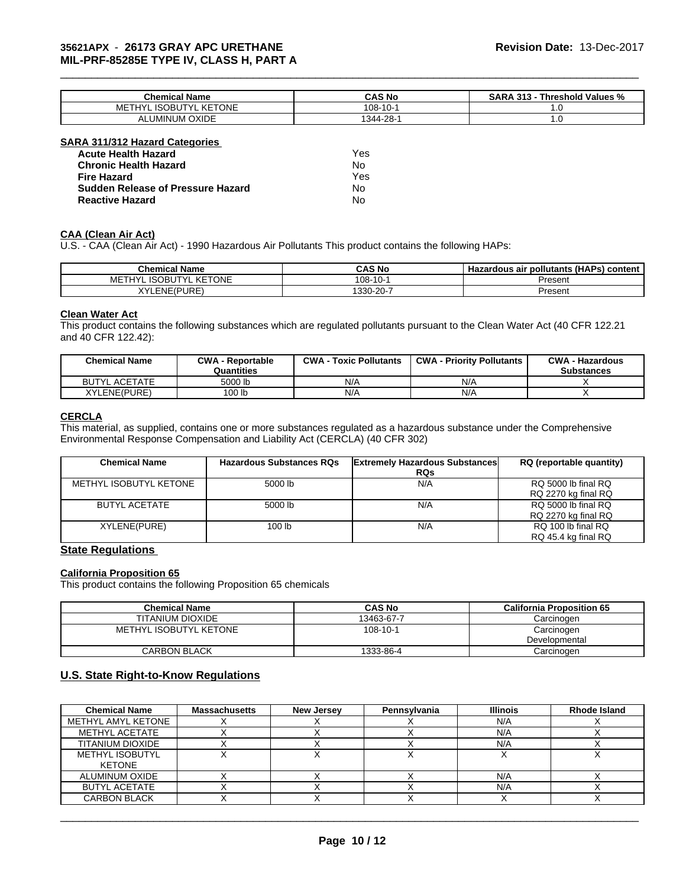| Chemical Name | CAS No | SARA 313 - Threshold Values % |
|---|---|---|
| METHYL ISOBUTYL KETONE | 108-10-1 | 1.0 |
| ALUMINUM OXIDE | 1344-28-1 | 1.0 |

**SARA 311/312 Hazard Categories**

| | |
|---|---|
| **Acute Health Hazard** | Yes |
| **Chronic Health Hazard** | No |
| **Fire Hazard** | Yes |
| **Sudden Release of Pressure Hazard** | No |
| **Reactive Hazard** | No |

**CAA (Clean Air Act)**

U.S. - CAA (Clean Air Act) - 1990 Hazardous Air Pollutants This product contains the following HAPs:

| Chemical Name | CAS No | Hazardous air pollutants (HAPs) content |
|---|---|---|
| METHYL ISOBUTYL KETONE | 108-10-1 | Present |
| XYLENE(PURE) | 1330-20-7 | Present |

**Clean Water Act**

This product contains the following substances which are regulated pollutants pursuant to the Clean Water Act (40 CFR 122.21 and 40 CFR 122.42):

| Chemical Name | CWA - Reportable Quantities | CWA - Toxic Pollutants | CWA - Priority Pollutants | CWA - Hazardous Substances |
|---|---|---|---|---|
| BUTYL ACETATE | 5000 lb | N/A | N/A | X |
| XYLENE(PURE) | 100 lb | N/A | N/A | X |

**CERCLA**

This material, as supplied, contains one or more substances regulated as a hazardous substance under the Comprehensive Environmental Response Compensation and Liability Act (CERCLA) (40 CFR 302)

| Chemical Name | Hazardous Substances RQs | Extremely Hazardous Substances RQs | RQ (reportable quantity) |
|---|---|---|---|
| METHYL ISOBUTYL KETONE | 5000 lb | N/A | RQ 5000 lb final RQ<br>RQ 2270 kg final RQ |
| BUTYL ACETATE | 5000 lb | N/A | RQ 5000 lb final RQ<br>RQ 2270 kg final RQ |
| XYLENE(PURE) | 100 lb | N/A | RQ 100 lb final RQ<br>RQ 45.4 kg final RQ |

## State Regulations

**California Proposition 65**

This product contains the following Proposition 65 chemicals

| Chemical Name | CAS No | California Proposition 65 |
|---|---|---|
| TITANIUM DIOXIDE | 13463-67-7 | Carcinogen |
| METHYL ISOBUTYL KETONE | 108-10-1 | Carcinogen<br>Developmental |
| CARBON BLACK | 1333-86-4 | Carcinogen |

## U.S. State Right-to-Know Regulations

| Chemical Name | Massachusetts | New Jersey | Pennsylvania | Illinois | Rhode Island |
|---|---|---|---|---|---|
| METHYL AMYL KETONE | X | X | X | N/A | X |
| METHYL ACETATE | X | X | X | N/A | X |
| TITANIUM DIOXIDE | X | X | X | N/A | X |
| METHYL ISOBUTYL KETONE | X | X | X | X | X |
| ALUMINUM OXIDE | X | X | X | N/A | X |
| BUTYL ACETATE | X | X | X | N/A | X |
| CARBON BLACK | X | X | X | X | X |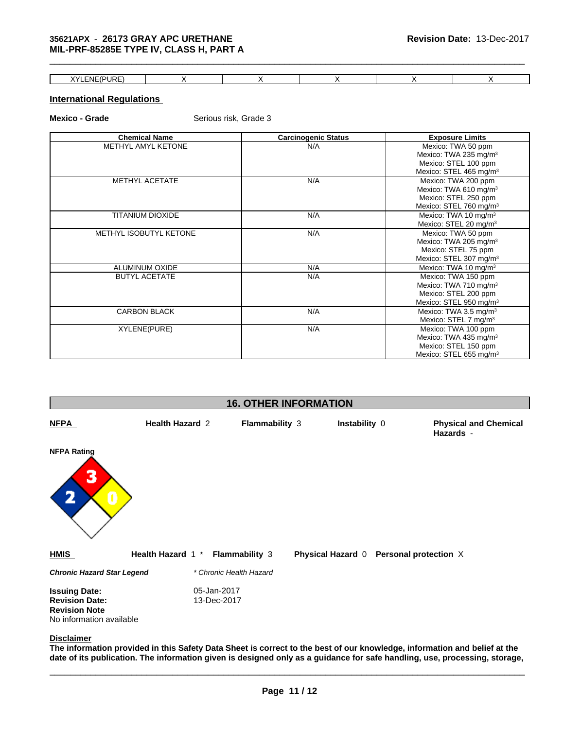| XYLENE(PURE) | X | X | X | X | X |
|---|---|---|---|---|---|

## International Regulations

**Mexico - Grade** Serious risk, Grade 3

| Chemical Name | Carcinogenic Status | Exposure Limits |
|---|---|---|
| METHYL AMYL KETONE | N/A | Mexico: TWA 50 ppm<br>Mexico: TWA 235 mg/m$^3$<br>Mexico: STEL 100 ppm<br>Mexico: STEL 465 mg/m$^3$ |
| METHYL ACETATE | N/A | Mexico: TWA 200 ppm<br>Mexico: TWA 610 mg/m$^3$<br>Mexico: STEL 250 ppm<br>Mexico: STEL 760 mg/m$^3$ |
| TITANIUM DIOXIDE | N/A | Mexico: TWA 10 mg/m$^3$<br>Mexico: STEL 20 mg/m$^3$ |
| METHYL ISOBUTYL KETONE | N/A | Mexico: TWA 50 ppm<br>Mexico: TWA 205 mg/m$^3$<br>Mexico: STEL 75 ppm<br>Mexico: STEL 307 mg/m$^3$ |
| ALUMINUM OXIDE | N/A | Mexico: TWA 10 mg/m$^3$ |
| BUTYL ACETATE | N/A | Mexico: TWA 150 ppm<br>Mexico: TWA 710 mg/m$^3$<br>Mexico: STEL 200 ppm<br>Mexico: STEL 950 mg/m$^3$ |
| CARBON BLACK | N/A | Mexico: TWA 3.5 mg/m$^3$<br>Mexico: STEL 7 mg/m$^3$ |
| XYLENE(PURE) | N/A | Mexico: TWA 100 ppm<br>Mexico: TWA 435 mg/m$^3$<br>Mexico: STEL 150 ppm<br>Mexico: STEL 655 mg/m$^3$ |

## 16. OTHER INFORMATION

**NFPA** **Health Hazard** 2 **Flammability** 3 **Instability** 0 **Physical and Chemical Hazards** -

**NFPA Rating**

**HMIS** **Health Hazard** 1 * **Flammability** 3 **Physical Hazard** 0 **Personal protection** X

***Chronic Hazard Star Legend*** *\* Chronic Health Hazard*

**Issuing Date:** 05-Jan-2017
**Revision Date:** 13-Dec-2017
**Revision Note**
No information available

**Disclaimer**

**The information provided in this Safety Data Sheet is correct to the best of our knowledge, information and belief at the date of its publication. The information given is designed only as a guidance for safe handling, use, processing, storage,**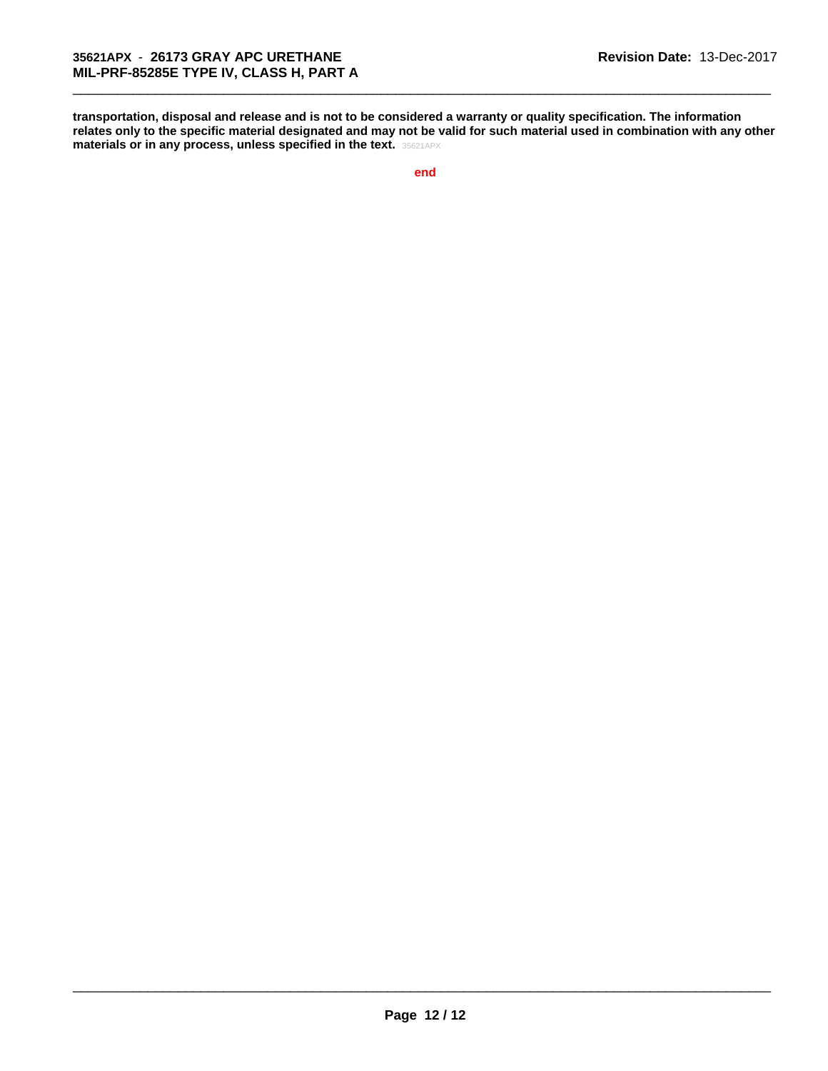**transportation, disposal and release and is not to be considered a warranty or quality specification. The information relates only to the specific material designated and may not be valid for such material used in combination with any other materials or in any process, unless specified in the text.** 35621APX

**end**